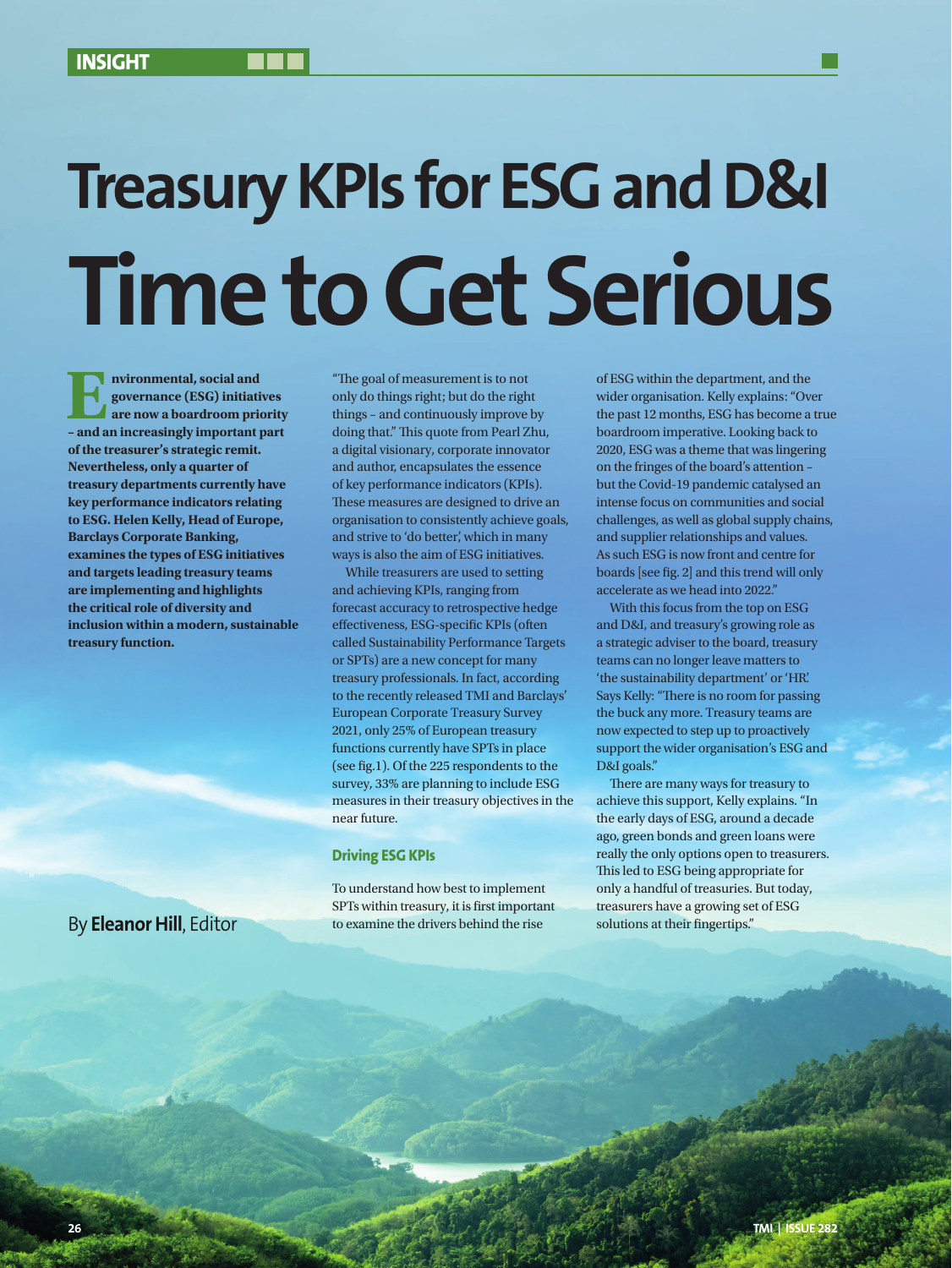INSIGHT

# Treasury KPIs for ESG and D&I

# Time to Get Serious

**Environmental, social and governance (ESG) initiatives are now a boardroom priority – and an increasingly important part of the treasurer's strategic remit. Nevertheless, only a quarter of treasury departments currently have key performance indicators relating to ESG. Helen Kelly, Head of Europe, Barclays Corporate Banking, examines the types of ESG initiatives and targets leading treasury teams are implementing and highlights the critical role of diversity and inclusion within a modern, sustainable treasury function.**

By **Eleanor Hill**, Editor

"The goal of measurement is to not only do things right; but do the right things – and continuously improve by doing that." This quote from Pearl Zhu, a digital visionary, corporate innovator and author, encapsulates the essence of key performance indicators (KPIs). These measures are designed to drive an organisation to consistently achieve goals, and strive to 'do better,' which in many ways is also the aim of ESG initiatives.

While treasurers are used to setting and achieving KPIs, ranging from forecast accuracy to retrospective hedge effectiveness, ESG-specific KPIs (often called Sustainability Performance Targets or SPTs) are a new concept for many treasury professionals. In fact, according to the recently released TMI and Barclays' European Corporate Treasury Survey 2021, only 25% of European treasury functions currently have SPTs in place (see fig.1). Of the 225 respondents to the survey, 33% are planning to include ESG measures in their treasury objectives in the near future.

## Driving ESG KPIs

To understand how best to implement SPTs within treasury, it is first important to examine the drivers behind the rise of ESG within the department, and the wider organisation. Kelly explains: "Over the past 12 months, ESG has become a true boardroom imperative. Looking back to 2020, ESG was a theme that was lingering on the fringes of the board's attention – but the Covid-19 pandemic catalysed an intense focus on communities and social challenges, as well as global supply chains, and supplier relationships and values. As such ESG is now front and centre for boards [see fig. 2] and this trend will only accelerate as we head into 2022."

With this focus from the top on ESG and D&I, and treasury's growing role as a strategic adviser to the board, treasury teams can no longer leave matters to 'the sustainability department' or 'HR.' Says Kelly: "There is no room for passing the buck any more. Treasury teams are now expected to step up to proactively support the wider organisation's ESG and D&I goals."

There are many ways for treasury to achieve this support, Kelly explains. "In the early days of ESG, around a decade ago, green bonds and green loans were really the only options open to treasurers. This led to ESG being appropriate for only a handful of treasuries. But today, treasurers have a growing set of ESG solutions at their fingertips."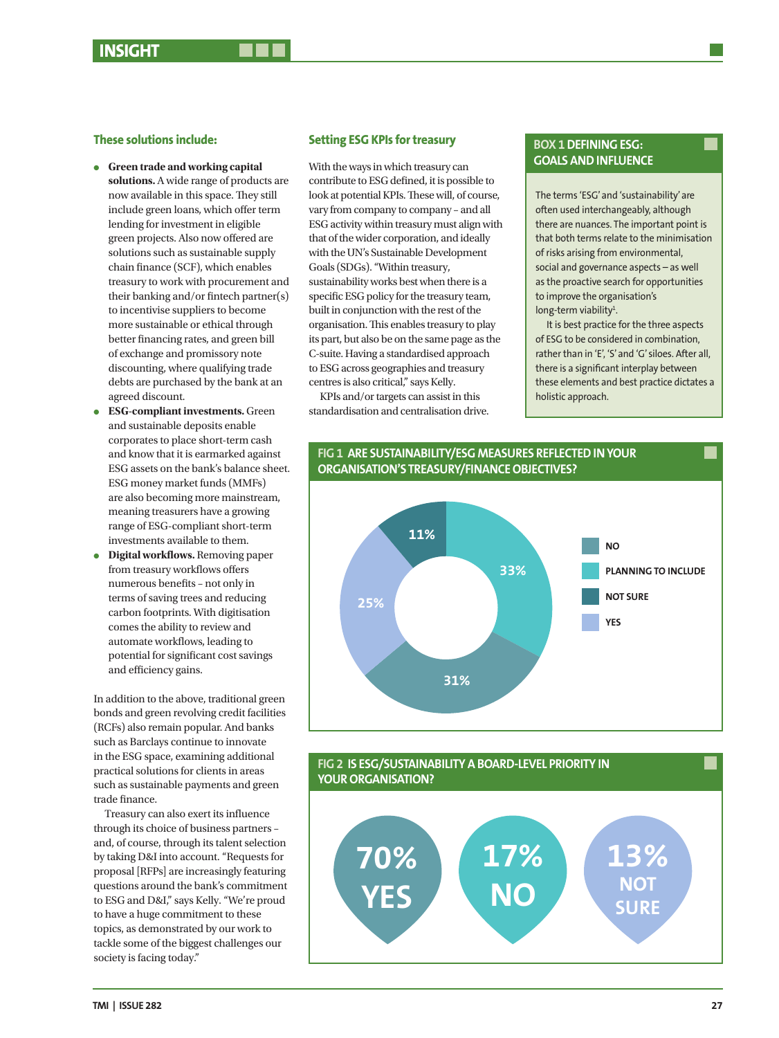### These solutions include:

- **Green trade and working capital solutions.** A wide range of products are now available in this space. They still include green loans, which offer term lending for investment in eligible green projects. Also now offered are solutions such as sustainable supply chain finance (SCF), which enables treasury to work with procurement and their banking and/or fintech partner(s) to incentivise suppliers to become more sustainable or ethical through better financing rates, and green bill of exchange and promissory note discounting, where qualifying trade debts are purchased by the bank at an agreed discount.
- **ESG-compliant investments.** Green and sustainable deposits enable corporates to place short-term cash and know that it is earmarked against ESG assets on the bank's balance sheet. ESG money market funds (MMFs) are also becoming more mainstream, meaning treasurers have a growing range of ESG-compliant short-term investments available to them.
- **Digital workflows.** Removing paper from treasury workflows offers numerous benefits – not only in terms of saving trees and reducing carbon footprints. With digitisation comes the ability to review and automate workflows, leading to potential for significant cost savings and efficiency gains.

In addition to the above, traditional green bonds and green revolving credit facilities (RCFs) also remain popular. And banks such as Barclays continue to innovate in the ESG space, examining additional practical solutions for clients in areas such as sustainable payments and green trade finance.

Treasury can also exert its influence through its choice of business partners – and, of course, through its talent selection by taking D&I into account. "Requests for proposal [RFPs] are increasingly featuring questions around the bank's commitment to ESG and D&I," says Kelly. "We're proud to have a huge commitment to these topics, as demonstrated by our work to tackle some of the biggest challenges our society is facing today."

### Setting ESG KPIs for treasury

With the ways in which treasury can contribute to ESG defined, it is possible to look at potential KPIs. These will, of course, vary from company to company – and all ESG activity within treasury must align with that of the wider corporation, and ideally with the UN's Sustainable Development Goals (SDGs). "Within treasury, sustainability works best when there is a specific ESG policy for the treasury team, built in conjunction with the rest of the organisation. This enables treasury to play its part, but also be on the same page as the C-suite. Having a standardised approach to ESG across geographies and treasury centres is also critical," says Kelly.

KPIs and/or targets can assist in this standardisation and centralisation drive.

### BOX 1 DEFINING ESG: GOALS AND INFLUENCE

The terms 'ESG' and 'sustainability' are often used interchangeably, although there are nuances. The important point is that both terms relate to the minimisation of risks arising from environmental, social and governance aspects – as well as the proactive search for opportunities to improve the organisation's long-term viability[1].

It is best practice for the three aspects of ESG to be considered in combination, rather than in 'E', 'S' and 'G' siloes. After all, there is a significant interplay between these elements and best practice dictates a holistic approach.

### FIG 1 ARE SUSTAINABILITY/ESG MEASURES REFLECTED IN YOUR ORGANISATION'S TREASURY/FINANCE OBJECTIVES?

| Response | % |
|---|---|
| No | 31% |
| Planning to include | 33% |
| Not sure | 11% |
| Yes | 25% |

### FIG 2 IS ESG/SUSTAINABILITY A BOARD-LEVEL PRIORITY IN YOUR ORGANISATION?

| Response | % |
|---|---|
| Yes | 70% |
| No | 17% |
| Not sure | 13% |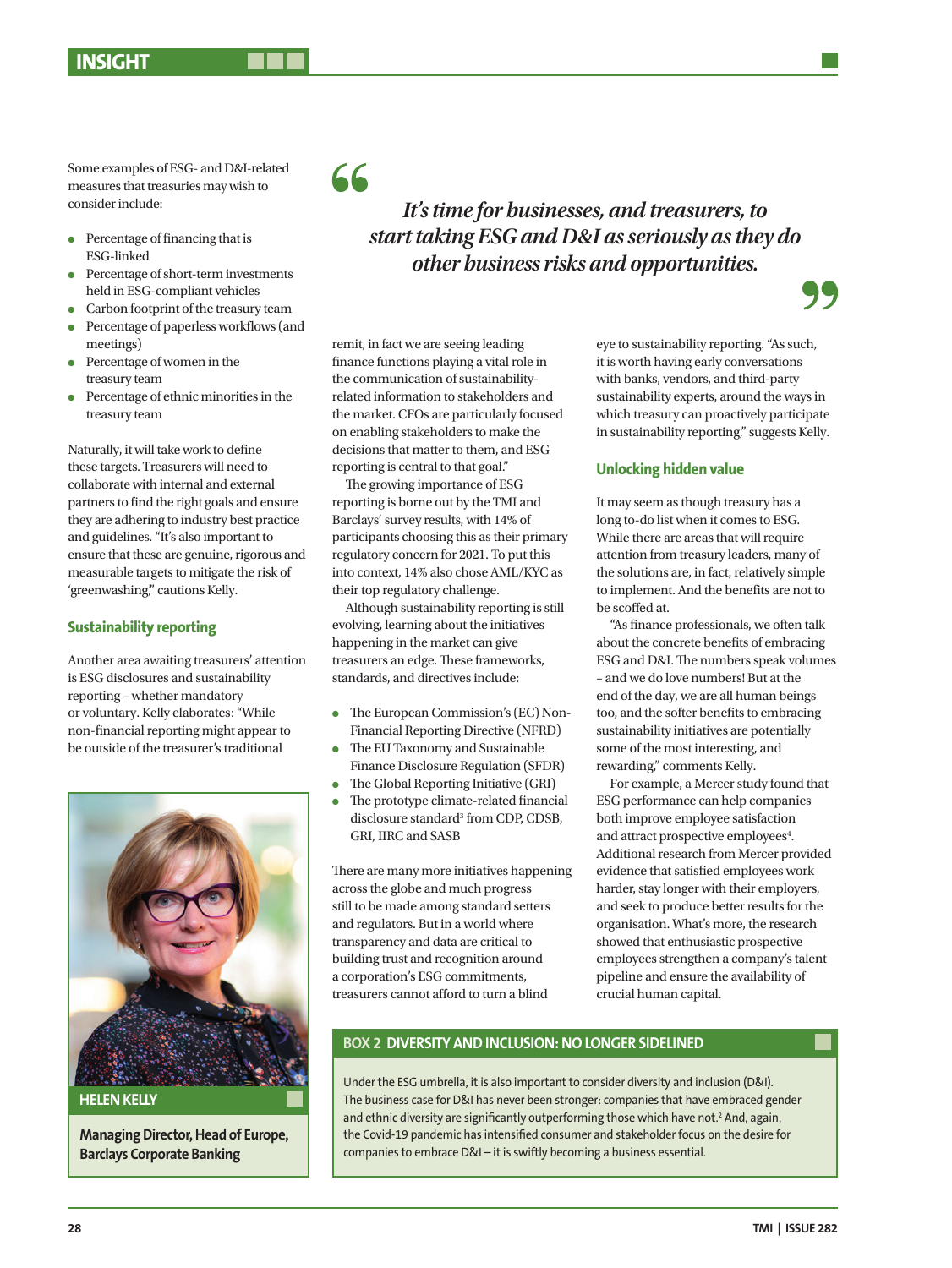Some examples of ESG- and D&I-related measures that treasuries may wish to consider include:

- Percentage of financing that is ESG-linked
- Percentage of short-term investments held in ESG-compliant vehicles
- Carbon footprint of the treasury team
- Percentage of paperless workflows (and meetings)
- Percentage of women in the treasury team
- Percentage of ethnic minorities in the treasury team

Naturally, it will take work to define these targets. Treasurers will need to collaborate with internal and external partners to find the right goals and ensure they are adhering to industry best practice and guidelines. "It's also important to ensure that these are genuine, rigorous and measurable targets to mitigate the risk of 'greenwashing,'" cautions Kelly.

## Sustainability reporting

Another area awaiting treasurers' attention is ESG disclosures and sustainability reporting – whether mandatory or voluntary. Kelly elaborates: "While non-financial reporting might appear to be outside of the treasurer's traditional remit, in fact we are seeing leading finance functions playing a vital role in the communication of sustainability-related information to stakeholders and the market. CFOs are particularly focused on enabling stakeholders to make the decisions that matter to them, and ESG reporting is central to that goal."

The growing importance of ESG reporting is borne out by the TMI and Barclays' survey results, with 14% of participants choosing this as their primary regulatory concern for 2021. To put this into context, 14% also chose AML/KYC as their top regulatory challenge.

Although sustainability reporting is still evolving, learning about the initiatives happening in the market can give treasurers an edge. These frameworks, standards, and directives include:

- The European Commission's (EC) Non-Financial Reporting Directive (NFRD)
- The EU Taxonomy and Sustainable Finance Disclosure Regulation (SFDR)
- The Global Reporting Initiative (GRI)
- The prototype climate-related financial disclosure standard[3] from CDP, CDSB, GRI, IIRC and SASB

There are many more initiatives happening across the globe and much progress still to be made among standard setters and regulators. But in a world where transparency and data are critical to building trust and recognition around a corporation's ESG commitments, treasurers cannot afford to turn a blind eye to sustainability reporting. "As such, it is worth having early conversations with banks, vendors, and third-party sustainability experts, around the ways in which treasury can proactively participate in sustainability reporting," suggests Kelly.

> *It's time for businesses, and treasurers, to start taking ESG and D&I as seriously as they do other business risks and opportunities.*

**HELEN KELLY**

**Managing Director, Head of Europe, Barclays Corporate Banking**

## Unlocking hidden value

It may seem as though treasury has a long to-do list when it comes to ESG. While there are areas that will require attention from treasury leaders, many of the solutions are, in fact, relatively simple to implement. And the benefits are not to be scoffed at.

"As finance professionals, we often talk about the concrete benefits of embracing ESG and D&I. The numbers speak volumes – and we do love numbers! But at the end of the day, we are all human beings too, and the softer benefits to embracing sustainability initiatives are potentially some of the most interesting, and rewarding," comments Kelly.

For example, a Mercer study found that ESG performance can help companies both improve employee satisfaction and attract prospective employees[4]. Additional research from Mercer provided evidence that satisfied employees work harder, stay longer with their employers, and seek to produce better results for the organisation. What's more, the research showed that enthusiastic prospective employees strengthen a company's talent pipeline and ensure the availability of crucial human capital.

### BOX 2 DIVERSITY AND INCLUSION: NO LONGER SIDELINED

Under the ESG umbrella, it is also important to consider diversity and inclusion (D&I). The business case for D&I has never been stronger: companies that have embraced gender and ethnic diversity are significantly outperforming those which have not.[2] And, again, the Covid-19 pandemic has intensified consumer and stakeholder focus on the desire for companies to embrace D&I – it is swiftly becoming a business essential.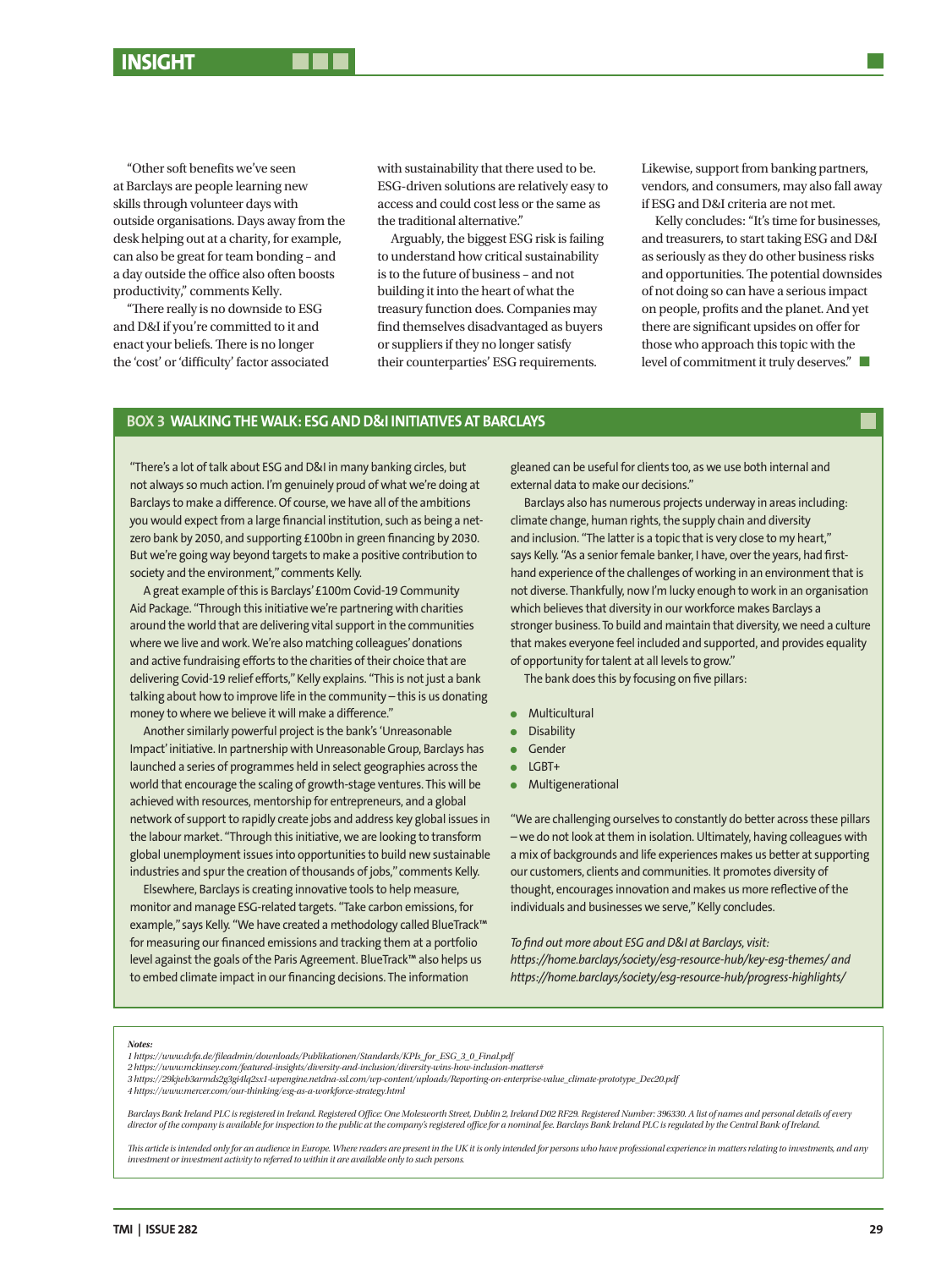"Other soft benefits we've seen at Barclays are people learning new skills through volunteer days with outside organisations. Days away from the desk helping out at a charity, for example, can also be great for team bonding – and a day outside the office also often boosts productivity," comments Kelly.

"There really is no downside to ESG and D&I if you're committed to it and enact your beliefs. There is no longer the 'cost' or 'difficulty' factor associated with sustainability that there used to be. ESG-driven solutions are relatively easy to access and could cost less or the same as the traditional alternative."

Arguably, the biggest ESG risk is failing to understand how critical sustainability is to the future of business – and not building it into the heart of what the treasury function does. Companies may find themselves disadvantaged as buyers or suppliers if they no longer satisfy their counterparties' ESG requirements. Likewise, support from banking partners, vendors, and consumers, may also fall away if ESG and D&I criteria are not met.

Kelly concludes: "It's time for businesses, and treasurers, to start taking ESG and D&I as seriously as they do other business risks and opportunities. The potential downsides of not doing so can have a serious impact on people, profits and the planet. And yet there are significant upsides on offer for those who approach this topic with the level of commitment it truly deserves."

## BOX 3 WALKING THE WALK: ESG AND D&I INITIATIVES AT BARCLAYS

"There's a lot of talk about ESG and D&I in many banking circles, but not always so much action. I'm genuinely proud of what we're doing at Barclays to make a difference. Of course, we have all of the ambitions you would expect from a large financial institution, such as being a net-zero bank by 2050, and supporting £100bn in green financing by 2030. But we're going way beyond targets to make a positive contribution to society and the environment," comments Kelly.

A great example of this is Barclays' £100m Covid-19 Community Aid Package. "Through this initiative we're partnering with charities around the world that are delivering vital support in the communities where we live and work. We're also matching colleagues' donations and active fundraising efforts to the charities of their choice that are delivering Covid-19 relief efforts," Kelly explains. "This is not just a bank talking about how to improve life in the community – this is us donating money to where we believe it will make a difference."

Another similarly powerful project is the bank's 'Unreasonable Impact' initiative. In partnership with Unreasonable Group, Barclays has launched a series of programmes held in select geographies across the world that encourage the scaling of growth-stage ventures. This will be achieved with resources, mentorship for entrepreneurs, and a global network of support to rapidly create jobs and address key global issues in the labour market. "Through this initiative, we are looking to transform global unemployment issues into opportunities to build new sustainable industries and spur the creation of thousands of jobs," comments Kelly.

Elsewhere, Barclays is creating innovative tools to help measure, monitor and manage ESG-related targets. "Take carbon emissions, for example," says Kelly. "We have created a methodology called BlueTrack™ for measuring our financed emissions and tracking them at a portfolio level against the goals of the Paris Agreement. BlueTrack™ also helps us to embed climate impact in our financing decisions. The information gleaned can be useful for clients too, as we use both internal and external data to make our decisions."

Barclays also has numerous projects underway in areas including: climate change, human rights, the supply chain and diversity and inclusion. "The latter is a topic that is very close to my heart," says Kelly. "As a senior female banker, I have, over the years, had first-hand experience of the challenges of working in an environment that is not diverse. Thankfully, now I'm lucky enough to work in an organisation which believes that diversity in our workforce makes Barclays a stronger business. To build and maintain that diversity, we need a culture that makes everyone feel included and supported, and provides equality of opportunity for talent at all levels to grow."

The bank does this by focusing on five pillars:

- Multicultural
- Disability
- Gender
- LGBT+
- Multigenerational

"We are challenging ourselves to constantly do better across these pillars – we do not look at them in isolation. Ultimately, having colleagues with a mix of backgrounds and life experiences makes us better at supporting our customers, clients and communities. It promotes diversity of thought, encourages innovation and makes us more reflective of the individuals and businesses we serve," Kelly concludes.

*To find out more about ESG and D&I at Barclays, visit: https://home.barclays/society/esg-resource-hub/key-esg-themes/ and https://home.barclays/society/esg-resource-hub/progress-highlights/*

***Notes:***

*1 https://www.dvfa.de/fileadmin/downloads/Publikationen/Standards/KPIs_for_ESG_3_0_Final.pdf*
*2 https://www.mckinsey.com/featured-insights/diversity-and-inclusion/diversity-wins-how-inclusion-matters#*
*3 https://29kjwb3armds2g3gi4lq2sx1-wpengine.netdna-ssl.com/wp-content/uploads/Reporting-on-enterprise-value_climate-prototype_Dec20.pdf*
*4 https://www.mercer.com/our-thinking/esg-as-a-workforce-strategy.html*

*Barclays Bank Ireland PLC is registered in Ireland. Registered Office: One Molesworth Street, Dublin 2, Ireland D02 RF29. Registered Number: 396330. A list of names and personal details of every director of the company is available for inspection to the public at the company's registered office for a nominal fee. Barclays Bank Ireland PLC is regulated by the Central Bank of Ireland.*

*This article is intended only for an audience in Europe. Where readers are present in the UK it is only intended for persons who have professional experience in matters relating to investments, and any investment or investment activity to referred to within it are available only to such persons.*